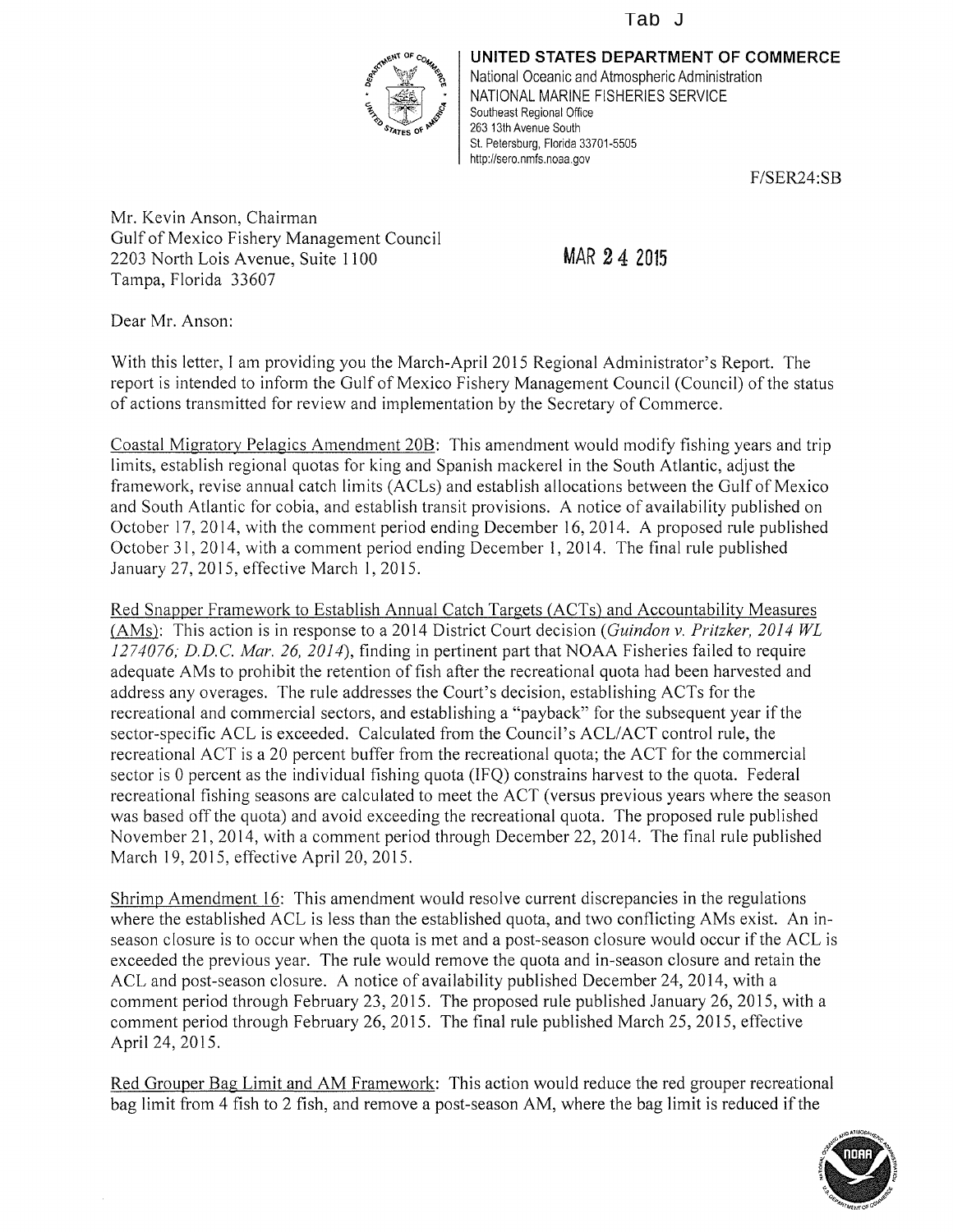Tab J

**UNITED STATES DEPARTMENT OF COMMERCE**
National Oceanic and Atmospheric Administration
NATIONAL MARINE FISHERIES SERVICE
Southeast Regional Office
263 13th Avenue South
St. Petersburg, Florida 33701-5505
http://sero.nmfs.noaa.gov

F/SER24:SB

Mr. Kevin Anson, Chairman
Gulf of Mexico Fishery Management Council
2203 North Lois Avenue, Suite 1100
Tampa, Florida 33607

MAR 24 2015

Dear Mr. Anson:

With this letter, I am providing you the March-April 2015 Regional Administrator's Report. The report is intended to inform the Gulf of Mexico Fishery Management Council (Council) of the status of actions transmitted for review and implementation by the Secretary of Commerce.

Coastal Migratory Pelagics Amendment 20B: This amendment would modify fishing years and trip limits, establish regional quotas for king and Spanish mackerel in the South Atlantic, adjust the framework, revise annual catch limits (ACLs) and establish allocations between the Gulf of Mexico and South Atlantic for cobia, and establish transit provisions. A notice of availability published on October 17, 2014, with the comment period ending December 16, 2014. A proposed rule published October 31, 2014, with a comment period ending December 1, 2014. The final rule published January 27, 2015, effective March 1, 2015.

Red Snapper Framework to Establish Annual Catch Targets (ACTs) and Accountability Measures (AMs): This action is in response to a 2014 District Court decision (*Guindon v. Pritzker, 2014 WL 1274076; D.D.C. Mar. 26, 2014*), finding in pertinent part that NOAA Fisheries failed to require adequate AMs to prohibit the retention of fish after the recreational quota had been harvested and address any overages. The rule addresses the Court's decision, establishing ACTs for the recreational and commercial sectors, and establishing a "payback" for the subsequent year if the sector-specific ACL is exceeded. Calculated from the Council's ACL/ACT control rule, the recreational ACT is a 20 percent buffer from the recreational quota; the ACT for the commercial sector is 0 percent as the individual fishing quota (IFQ) constrains harvest to the quota. Federal recreational fishing seasons are calculated to meet the ACT (versus previous years where the season was based off the quota) and avoid exceeding the recreational quota. The proposed rule published November 21, 2014, with a comment period through December 22, 2014. The final rule published March 19, 2015, effective April 20, 2015.

Shrimp Amendment 16: This amendment would resolve current discrepancies in the regulations where the established ACL is less than the established quota, and two conflicting AMs exist. An in-season closure is to occur when the quota is met and a post-season closure would occur if the ACL is exceeded the previous year. The rule would remove the quota and in-season closure and retain the ACL and post-season closure. A notice of availability published December 24, 2014, with a comment period through February 23, 2015. The proposed rule published January 26, 2015, with a comment period through February 26, 2015. The final rule published March 25, 2015, effective April 24, 2015.

Red Grouper Bag Limit and AM Framework: This action would reduce the red grouper recreational bag limit from 4 fish to 2 fish, and remove a post-season AM, where the bag limit is reduced if the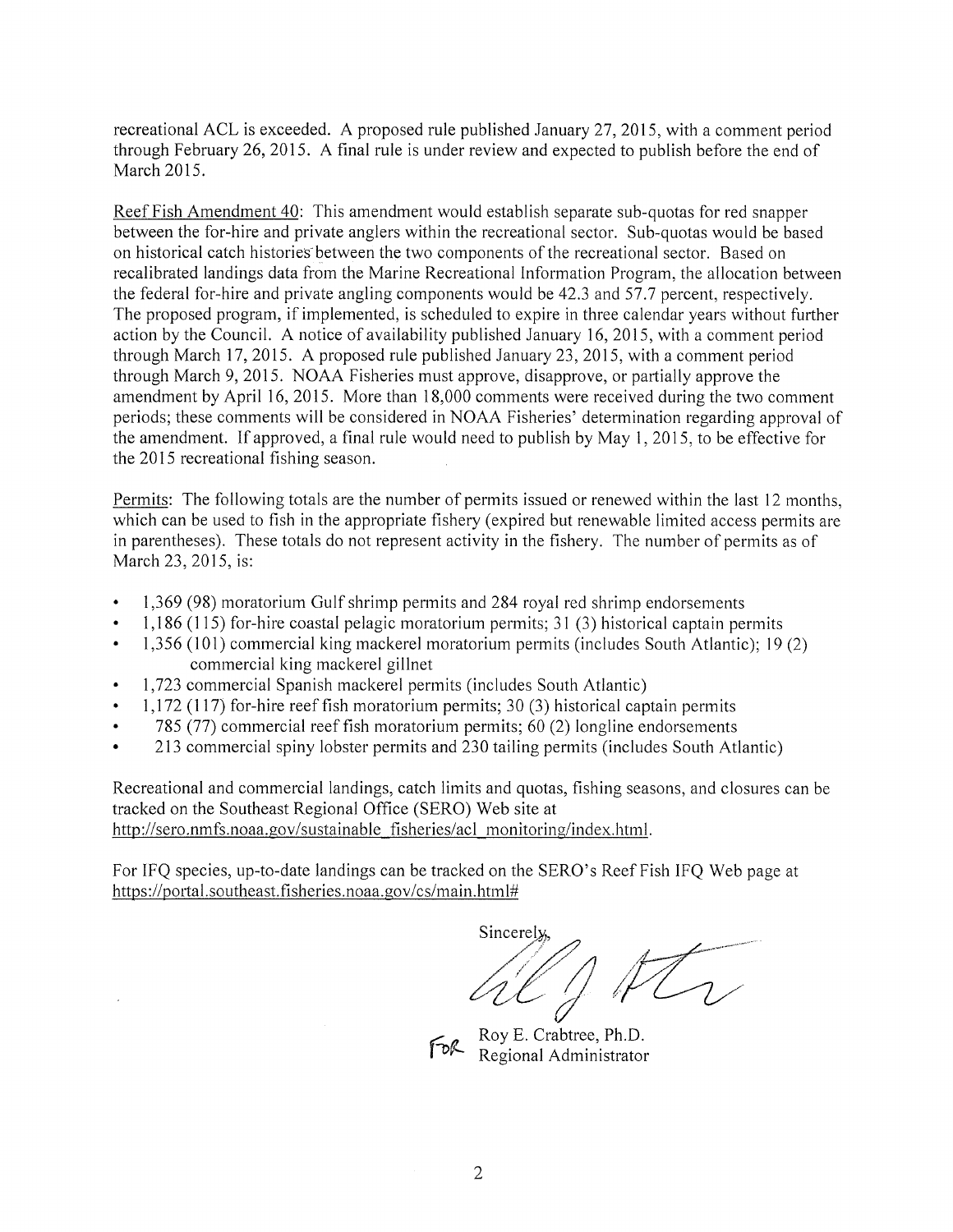recreational ACL is exceeded. A proposed rule published January 27, 2015, with a comment period through February 26, 2015. A final rule is under review and expected to publish before the end of March 2015.

Reef Fish Amendment 40: This amendment would establish separate sub-quotas for red snapper between the for-hire and private anglers within the recreational sector. Sub-quotas would be based on historical catch histories between the two components of the recreational sector. Based on recalibrated landings data from the Marine Recreational Information Program, the allocation between the federal for-hire and private angling components would be 42.3 and 57.7 percent, respectively. The proposed program, if implemented, is scheduled to expire in three calendar years without further action by the Council. A notice of availability published January 16, 2015, with a comment period through March 17, 2015. A proposed rule published January 23, 2015, with a comment period through March 9, 2015. NOAA Fisheries must approve, disapprove, or partially approve the amendment by April 16, 2015. More than 18,000 comments were received during the two comment periods; these comments will be considered in NOAA Fisheries' determination regarding approval of the amendment. If approved, a final rule would need to publish by May 1, 2015, to be effective for the 2015 recreational fishing season.

Permits: The following totals are the number of permits issued or renewed within the last 12 months, which can be used to fish in the appropriate fishery (expired but renewable limited access permits are in parentheses). These totals do not represent activity in the fishery. The number of permits as of March 23, 2015, is:

- 1,369 (98) moratorium Gulf shrimp permits and 284 royal red shrimp endorsements
- 1,186 (115) for-hire coastal pelagic moratorium permits; 31 (3) historical captain permits
- 1,356 (101) commercial king mackerel moratorium permits (includes South Atlantic); 19 (2) commercial king mackerel gillnet
- 1,723 commercial Spanish mackerel permits (includes South Atlantic)
- 1,172 (117) for-hire reef fish moratorium permits; 30 (3) historical captain permits
- 785 (77) commercial reef fish moratorium permits; 60 (2) longline endorsements
- 213 commercial spiny lobster permits and 230 tailing permits (includes South Atlantic)

Recreational and commercial landings, catch limits and quotas, fishing seasons, and closures can be tracked on the Southeast Regional Office (SERO) Web site at http://sero.nmfs.noaa.gov/sustainable_fisheries/acl_monitoring/index.html.

For IFQ species, up-to-date landings can be tracked on the SERO's Reef Fish IFQ Web page at https://portal.southeast.fisheries.noaa.gov/cs/main.html#

Sincerely,

For Roy E. Crabtree, Ph.D.
Regional Administrator